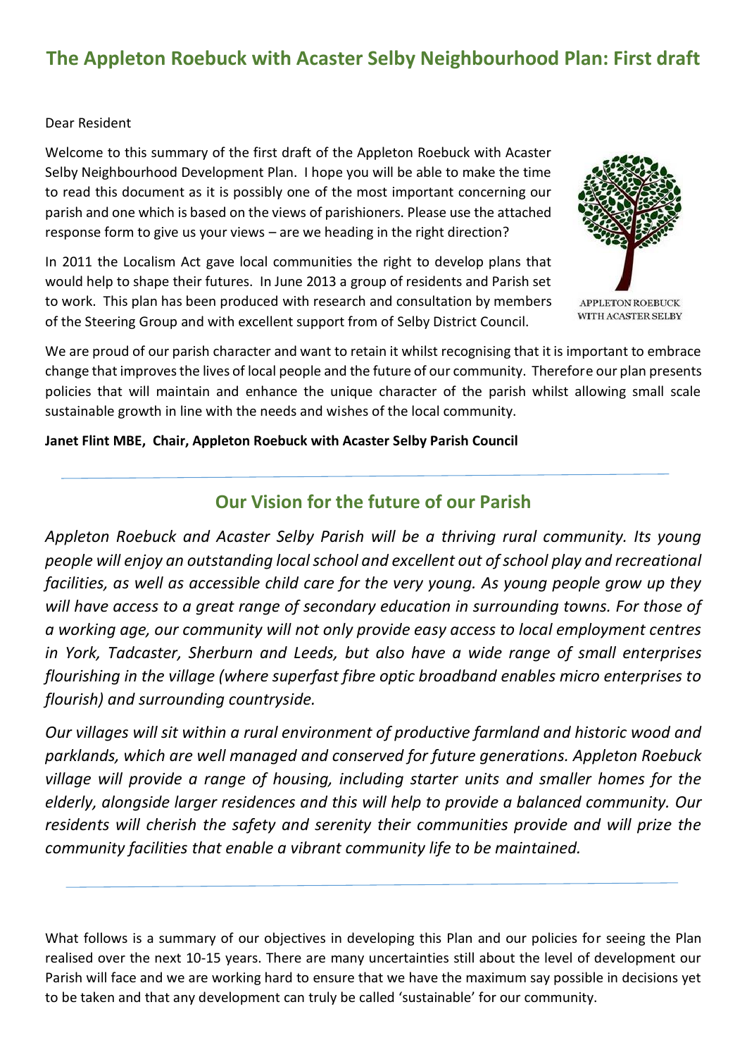# The Appleton Roebuck with Acaster Selby Neighbourhood Plan: First draft

Dear Resident

Welcome to this summary of the first draft of the Appleton Roebuck with Acaster Selby Neighbourhood Development Plan. I hope you will be able to make the time to read this document as it is possibly one of the most important concerning our parish and one which is based on the views of parishioners. Please use the attached response form to give us your views – are we heading in the right direction?

In 2011 the Localism Act gave local communities the right to develop plans that would help to shape their futures. In June 2013 a group of residents and Parish set to work. This plan has been produced with research and consultation by members of the Steering Group and with excellent support from of Selby District Council.

APPLETON ROEBUCK WITH ACASTER SELBY

We are proud of our parish character and want to retain it whilst recognising that it is important to embrace change that improves the lives of local people and the future of our community. Therefore our plan presents policies that will maintain and enhance the unique character of the parish whilst allowing small scale sustainable growth in line with the needs and wishes of the local community.

**Janet Flint MBE, Chair, Appleton Roebuck with Acaster Selby Parish Council**

---

## Our Vision for the future of our Parish

*Appleton Roebuck and Acaster Selby Parish will be a thriving rural community. Its young people will enjoy an outstanding local school and excellent out of school play and recreational facilities, as well as accessible child care for the very young. As young people grow up they will have access to a great range of secondary education in surrounding towns. For those of a working age, our community will not only provide easy access to local employment centres in York, Tadcaster, Sherburn and Leeds, but also have a wide range of small enterprises flourishing in the village (where superfast fibre optic broadband enables micro enterprises to flourish) and surrounding countryside.*

*Our villages will sit within a rural environment of productive farmland and historic wood and parklands, which are well managed and conserved for future generations. Appleton Roebuck village will provide a range of housing, including starter units and smaller homes for the elderly, alongside larger residences and this will help to provide a balanced community. Our residents will cherish the safety and serenity their communities provide and will prize the community facilities that enable a vibrant community life to be maintained.*

---

What follows is a summary of our objectives in developing this Plan and our policies for seeing the Plan realised over the next 10-15 years. There are many uncertainties still about the level of development our Parish will face and we are working hard to ensure that we have the maximum say possible in decisions yet to be taken and that any development can truly be called 'sustainable' for our community.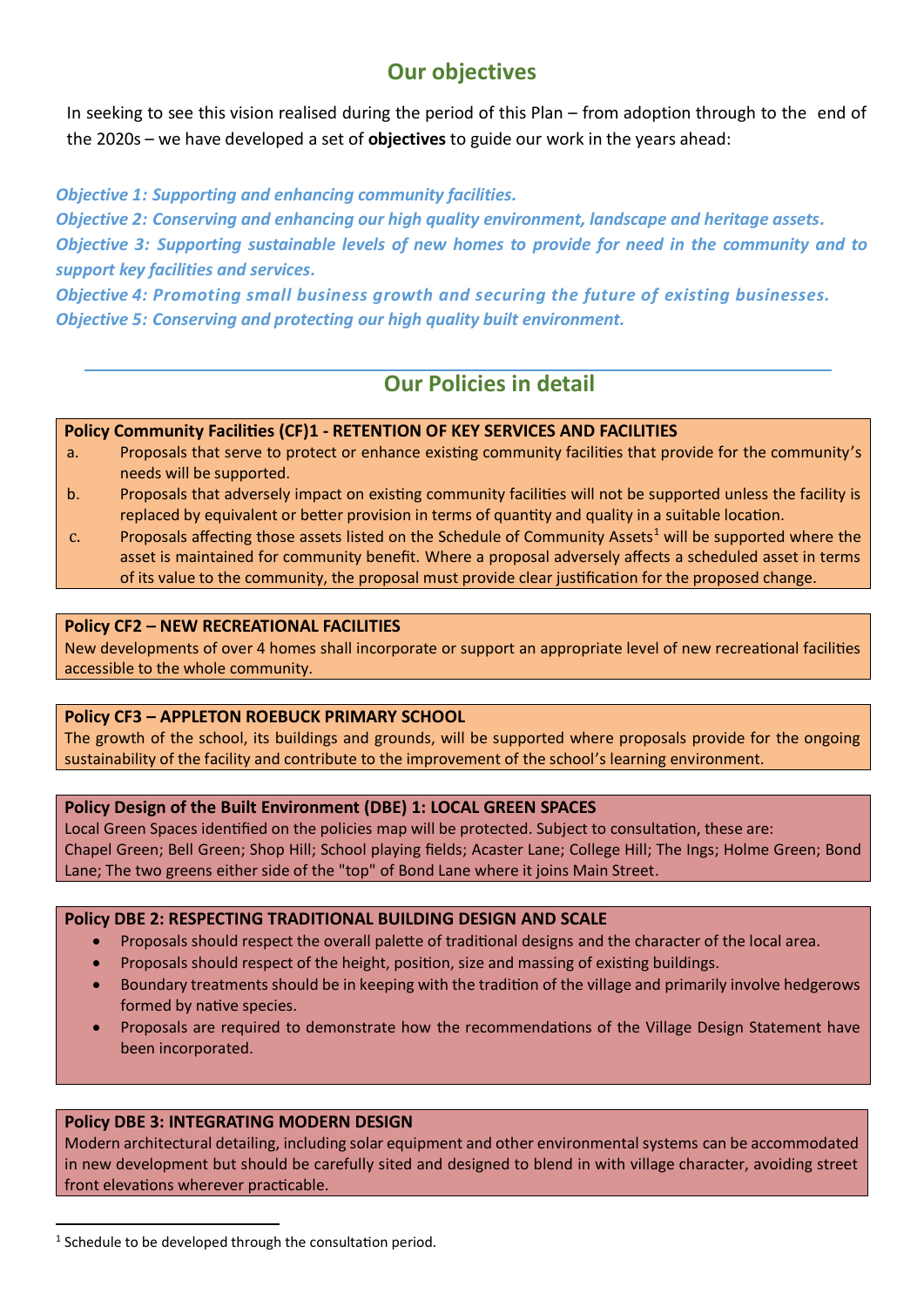## Our objectives

In seeking to see this vision realised during the period of this Plan – from adoption through to the end of the 2020s – we have developed a set of **objectives** to guide our work in the years ahead:

*Objective 1: Supporting and enhancing community facilities.*
*Objective 2: Conserving and enhancing our high quality environment, landscape and heritage assets.*
*Objective 3: Supporting sustainable levels of new homes to provide for need in the community and to support key facilities and services.*
*Objective 4: Promoting small business growth and securing the future of existing businesses.*
*Objective 5: Conserving and protecting our high quality built environment.*

---

## Our Policies in detail

**Policy Community Facilities (CF)1 - RETENTION OF KEY SERVICES AND FACILITIES**

a. Proposals that serve to protect or enhance existing community facilities that provide for the community's needs will be supported.

b. Proposals that adversely impact on existing community facilities will not be supported unless the facility is replaced by equivalent or better provision in terms of quantity and quality in a suitable location.

c. Proposals affecting those assets listed on the Schedule of Community Assets[1] will be supported where the asset is maintained for community benefit. Where a proposal adversely affects a scheduled asset in terms of its value to the community, the proposal must provide clear justification for the proposed change.

**Policy CF2 – NEW RECREATIONAL FACILITIES**

New developments of over 4 homes shall incorporate or support an appropriate level of new recreational facilities accessible to the whole community.

**Policy CF3 – APPLETON ROEBUCK PRIMARY SCHOOL**

The growth of the school, its buildings and grounds, will be supported where proposals provide for the ongoing sustainability of the facility and contribute to the improvement of the school's learning environment.

**Policy Design of the Built Environment (DBE) 1: LOCAL GREEN SPACES**

Local Green Spaces identified on the policies map will be protected. Subject to consultation, these are: Chapel Green; Bell Green; Shop Hill; School playing fields; Acaster Lane; College Hill; The Ings; Holme Green; Bond Lane; The two greens either side of the "top" of Bond Lane where it joins Main Street.

**Policy DBE 2: RESPECTING TRADITIONAL BUILDING DESIGN AND SCALE**

- Proposals should respect the overall palette of traditional designs and the character of the local area.
- Proposals should respect of the height, position, size and massing of existing buildings.
- Boundary treatments should be in keeping with the tradition of the village and primarily involve hedgerows formed by native species.
- Proposals are required to demonstrate how the recommendations of the Village Design Statement have been incorporated.

**Policy DBE 3: INTEGRATING MODERN DESIGN**

Modern architectural detailing, including solar equipment and other environmental systems can be accommodated in new development but should be carefully sited and designed to blend in with village character, avoiding street front elevations wherever practicable.

---

[1] Schedule to be developed through the consultation period.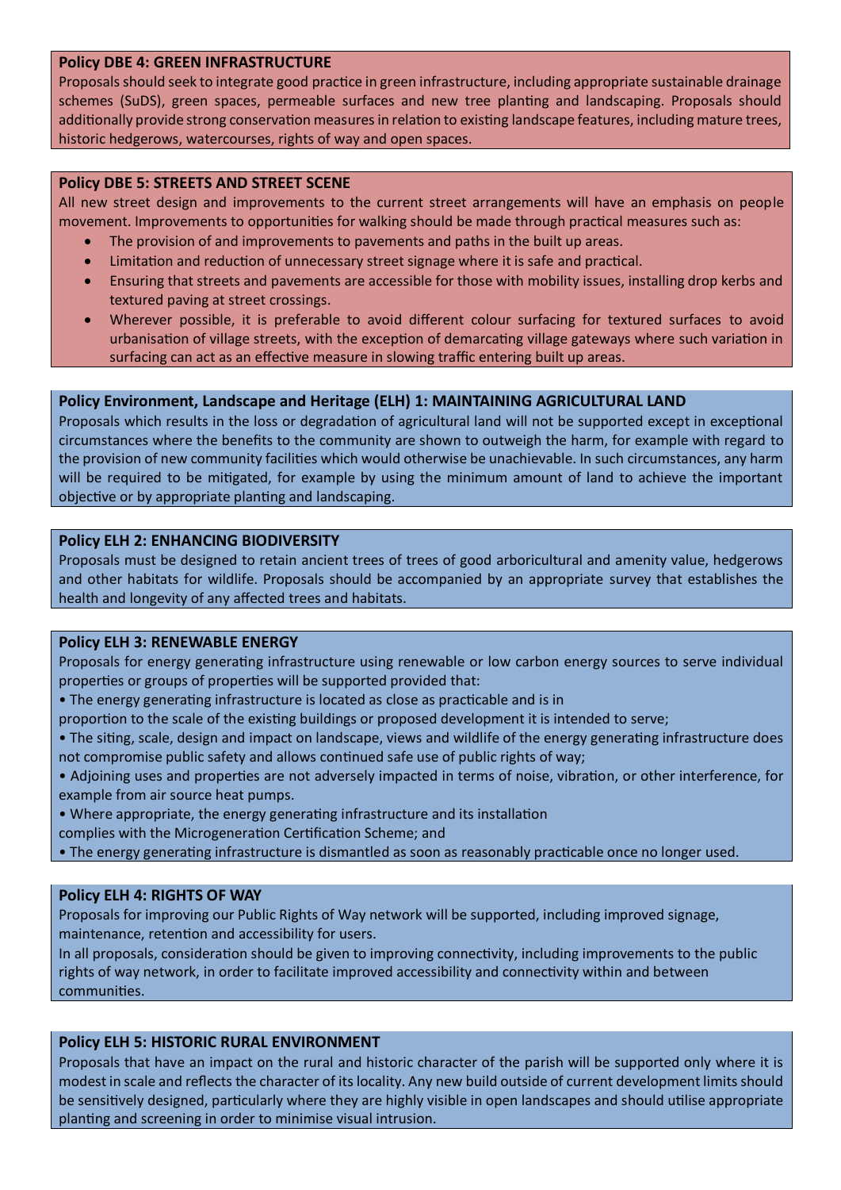### Policy DBE 4: GREEN INFRASTRUCTURE

Proposals should seek to integrate good practice in green infrastructure, including appropriate sustainable drainage schemes (SuDS), green spaces, permeable surfaces and new tree planting and landscaping. Proposals should additionally provide strong conservation measures in relation to existing landscape features, including mature trees, historic hedgerows, watercourses, rights of way and open spaces.

### Policy DBE 5: STREETS AND STREET SCENE

All new street design and improvements to the current street arrangements will have an emphasis on people movement. Improvements to opportunities for walking should be made through practical measures such as:

- The provision of and improvements to pavements and paths in the built up areas.
- Limitation and reduction of unnecessary street signage where it is safe and practical.
- Ensuring that streets and pavements are accessible for those with mobility issues, installing drop kerbs and textured paving at street crossings.
- Wherever possible, it is preferable to avoid different colour surfacing for textured surfaces to avoid urbanisation of village streets, with the exception of demarcating village gateways where such variation in surfacing can act as an effective measure in slowing traffic entering built up areas.

### Policy Environment, Landscape and Heritage (ELH) 1: MAINTAINING AGRICULTURAL LAND

Proposals which results in the loss or degradation of agricultural land will not be supported except in exceptional circumstances where the benefits to the community are shown to outweigh the harm, for example with regard to the provision of new community facilities which would otherwise be unachievable. In such circumstances, any harm will be required to be mitigated, for example by using the minimum amount of land to achieve the important objective or by appropriate planting and landscaping.

### Policy ELH 2: ENHANCING BIODIVERSITY

Proposals must be designed to retain ancient trees of trees of good arboricultural and amenity value, hedgerows and other habitats for wildlife. Proposals should be accompanied by an appropriate survey that establishes the health and longevity of any affected trees and habitats.

### Policy ELH 3: RENEWABLE ENERGY

Proposals for energy generating infrastructure using renewable or low carbon energy sources to serve individual properties or groups of properties will be supported provided that:

- The energy generating infrastructure is located as close as practicable and is in proportion to the scale of the existing buildings or proposed development it is intended to serve;
- The siting, scale, design and impact on landscape, views and wildlife of the energy generating infrastructure does not compromise public safety and allows continued safe use of public rights of way;
- Adjoining uses and properties are not adversely impacted in terms of noise, vibration, or other interference, for example from air source heat pumps.
- Where appropriate, the energy generating infrastructure and its installation complies with the Microgeneration Certification Scheme; and
- The energy generating infrastructure is dismantled as soon as reasonably practicable once no longer used.

### Policy ELH 4: RIGHTS OF WAY

Proposals for improving our Public Rights of Way network will be supported, including improved signage, maintenance, retention and accessibility for users.

In all proposals, consideration should be given to improving connectivity, including improvements to the public rights of way network, in order to facilitate improved accessibility and connectivity within and between communities.

### Policy ELH 5: HISTORIC RURAL ENVIRONMENT

Proposals that have an impact on the rural and historic character of the parish will be supported only where it is modest in scale and reflects the character of its locality. Any new build outside of current development limits should be sensitively designed, particularly where they are highly visible in open landscapes and should utilise appropriate planting and screening in order to minimise visual intrusion.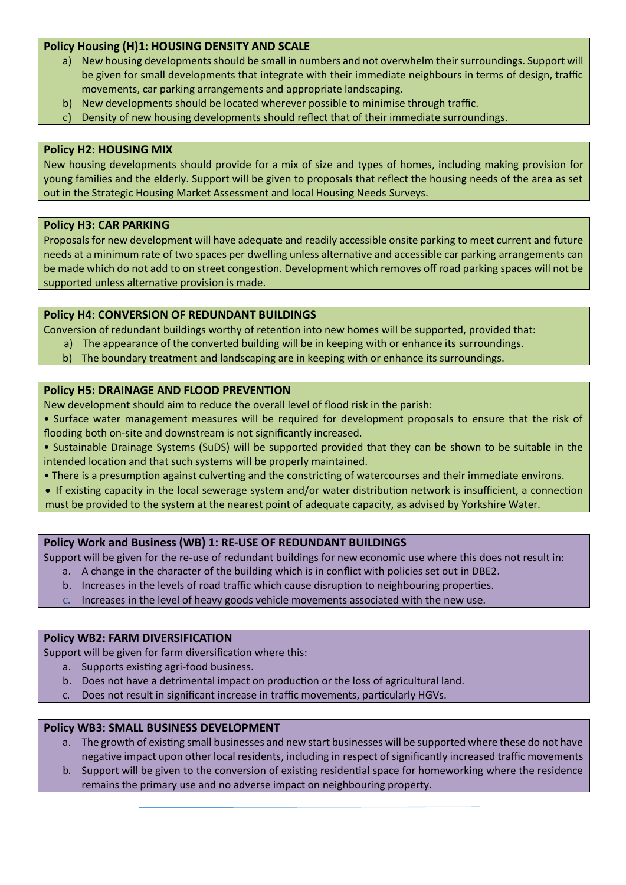### Policy Housing (H)1: HOUSING DENSITY AND SCALE

a) New housing developments should be small in numbers and not overwhelm their surroundings. Support will be given for small developments that integrate with their immediate neighbours in terms of design, traffic movements, car parking arrangements and appropriate landscaping.
b) New developments should be located wherever possible to minimise through traffic.
c) Density of new housing developments should reflect that of their immediate surroundings.

### Policy H2: HOUSING MIX

New housing developments should provide for a mix of size and types of homes, including making provision for young families and the elderly. Support will be given to proposals that reflect the housing needs of the area as set out in the Strategic Housing Market Assessment and local Housing Needs Surveys.

### Policy H3: CAR PARKING

Proposals for new development will have adequate and readily accessible onsite parking to meet current and future needs at a minimum rate of two spaces per dwelling unless alternative and accessible car parking arrangements can be made which do not add to on street congestion. Development which removes off road parking spaces will not be supported unless alternative provision is made.

### Policy H4: CONVERSION OF REDUNDANT BUILDINGS

Conversion of redundant buildings worthy of retention into new homes will be supported, provided that:

a) The appearance of the converted building will be in keeping with or enhance its surroundings.
b) The boundary treatment and landscaping are in keeping with or enhance its surroundings.

### Policy H5: DRAINAGE AND FLOOD PREVENTION

New development should aim to reduce the overall level of flood risk in the parish:

- Surface water management measures will be required for development proposals to ensure that the risk of flooding both on-site and downstream is not significantly increased.
- Sustainable Drainage Systems (SuDS) will be supported provided that they can be shown to be suitable in the intended location and that such systems will be properly maintained.
- There is a presumption against culverting and the constricting of watercourses and their immediate environs.
- If existing capacity in the local sewerage system and/or water distribution network is insufficient, a connection must be provided to the system at the nearest point of adequate capacity, as advised by Yorkshire Water.

### Policy Work and Business (WB) 1: RE-USE OF REDUNDANT BUILDINGS

Support will be given for the re-use of redundant buildings for new economic use where this does not result in:

a. A change in the character of the building which is in conflict with policies set out in DBE2.
b. Increases in the levels of road traffic which cause disruption to neighbouring properties.
c. Increases in the level of heavy goods vehicle movements associated with the new use.

### Policy WB2: FARM DIVERSIFICATION

Support will be given for farm diversification where this:

a. Supports existing agri-food business.
b. Does not have a detrimental impact on production or the loss of agricultural land.
c. Does not result in significant increase in traffic movements, particularly HGVs.

### Policy WB3: SMALL BUSINESS DEVELOPMENT

a. The growth of existing small businesses and new start businesses will be supported where these do not have negative impact upon other local residents, including in respect of significantly increased traffic movements
b. Support will be given to the conversion of existing residential space for homeworking where the residence remains the primary use and no adverse impact on neighbouring property.